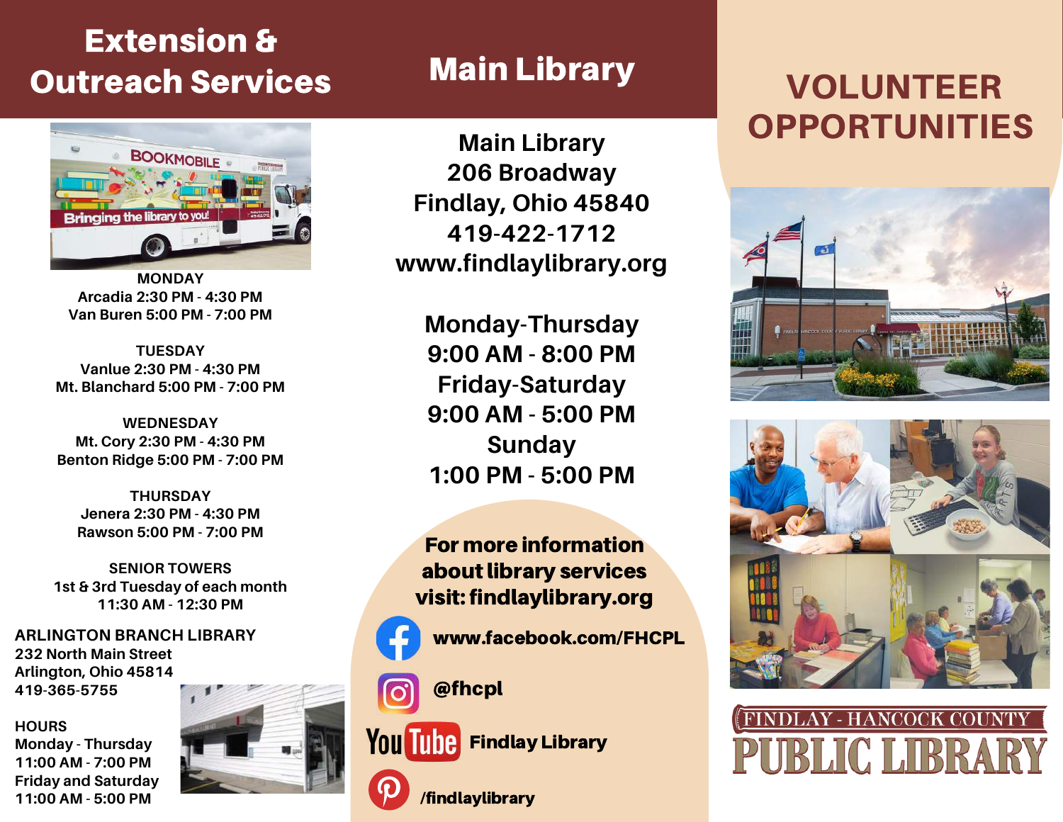## Extension & Outreach Services

**MONDAY**
Arcadia 2:30 PM - 4:30 PM
Van Buren 5:00 PM - 7:00 PM

**TUESDAY**
Vanlue 2:30 PM - 4:30 PM
Mt. Blanchard 5:00 PM - 7:00 PM

**WEDNESDAY**
Mt. Cory 2:30 PM - 4:30 PM
Benton Ridge 5:00 PM - 7:00 PM

**THURSDAY**
Jenera 2:30 PM - 4:30 PM
Rawson 5:00 PM - 7:00 PM

**SENIOR TOWERS**
1st & 3rd Tuesday of each month
11:30 AM - 12:30 PM

**ARLINGTON BRANCH LIBRARY**
232 North Main Street
Arlington, Ohio 45814
419-365-5755

**HOURS**
Monday - Thursday
11:00 AM - 7:00 PM
Friday and Saturday
11:00 AM - 5:00 PM

## Main Library

Main Library
206 Broadway
Findlay, Ohio 45840
419-422-1712
www.findlaylibrary.org

Monday-Thursday
9:00 AM - 8:00 PM
Friday-Saturday
9:00 AM - 5:00 PM
Sunday
1:00 PM - 5:00 PM

**For more information about library services visit: findlaylibrary.org**

www.facebook.com/FHCPL

@fhcpl

YouTube: Findlay Library

/findlaylibrary

# VOLUNTEER OPPORTUNITIES

FINDLAY - HANCOCK COUNTY PUBLIC LIBRARY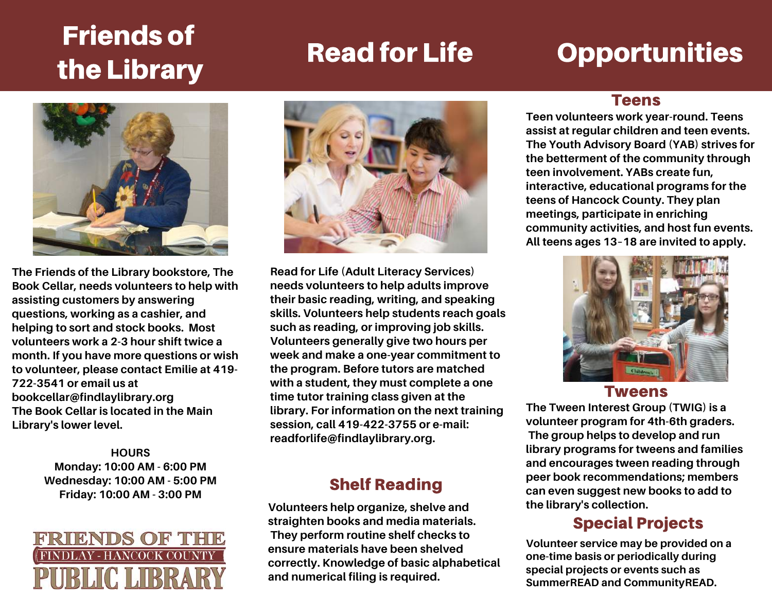# Friends of the Library

The Friends of the Library bookstore, The Book Cellar, needs volunteers to help with assisting customers by answering questions, working as a cashier, and helping to sort and stock books. Most volunteers work a 2-3 hour shift twice a month. If you have more questions or wish to volunteer, please contact Emilie at 419-722-3541 or email us at bookcellar@findlaylibrary.org
The Book Cellar is located in the Main Library's lower level.

HOURS
Monday: 10:00 AM - 6:00 PM
Wednesday: 10:00 AM - 5:00 PM
Friday: 10:00 AM - 3:00 PM

FRIENDS OF THE
FINDLAY - HANCOCK COUNTY
PUBLIC LIBRARY

# Read for Life

Read for Life (Adult Literacy Services) needs volunteers to help adults improve their basic reading, writing, and speaking skills. Volunteers help students reach goals such as reading, or improving job skills. Volunteers generally give two hours per week and make a one-year commitment to the program. Before tutors are matched with a student, they must complete a one time tutor training class given at the library. For information on the next training session, call 419-422-3755 or e-mail: readforlife@findlaylibrary.org.

## Shelf Reading

Volunteers help organize, shelve and straighten books and media materials. They perform routine shelf checks to ensure materials have been shelved correctly. Knowledge of basic alphabetical and numerical filing is required.

# Opportunities

## Teens

Teen volunteers work year-round. Teens assist at regular children and teen events. The Youth Advisory Board (YAB) strives for the betterment of the community through teen involvement. YABs create fun, interactive, educational programs for the teens of Hancock County. They plan meetings, participate in enriching community activities, and host fun events. All teens ages 13-18 are invited to apply.

## Tweens

The Tween Interest Group (TWIG) is a volunteer program for 4th-6th graders. The group helps to develop and run library programs for tweens and families and encourages tween reading through peer book recommendations; members can even suggest new books to add to the library's collection.

## Special Projects

Volunteer service may be provided on a one-time basis or periodically during special projects or events such as SummerREAD and CommunityREAD.